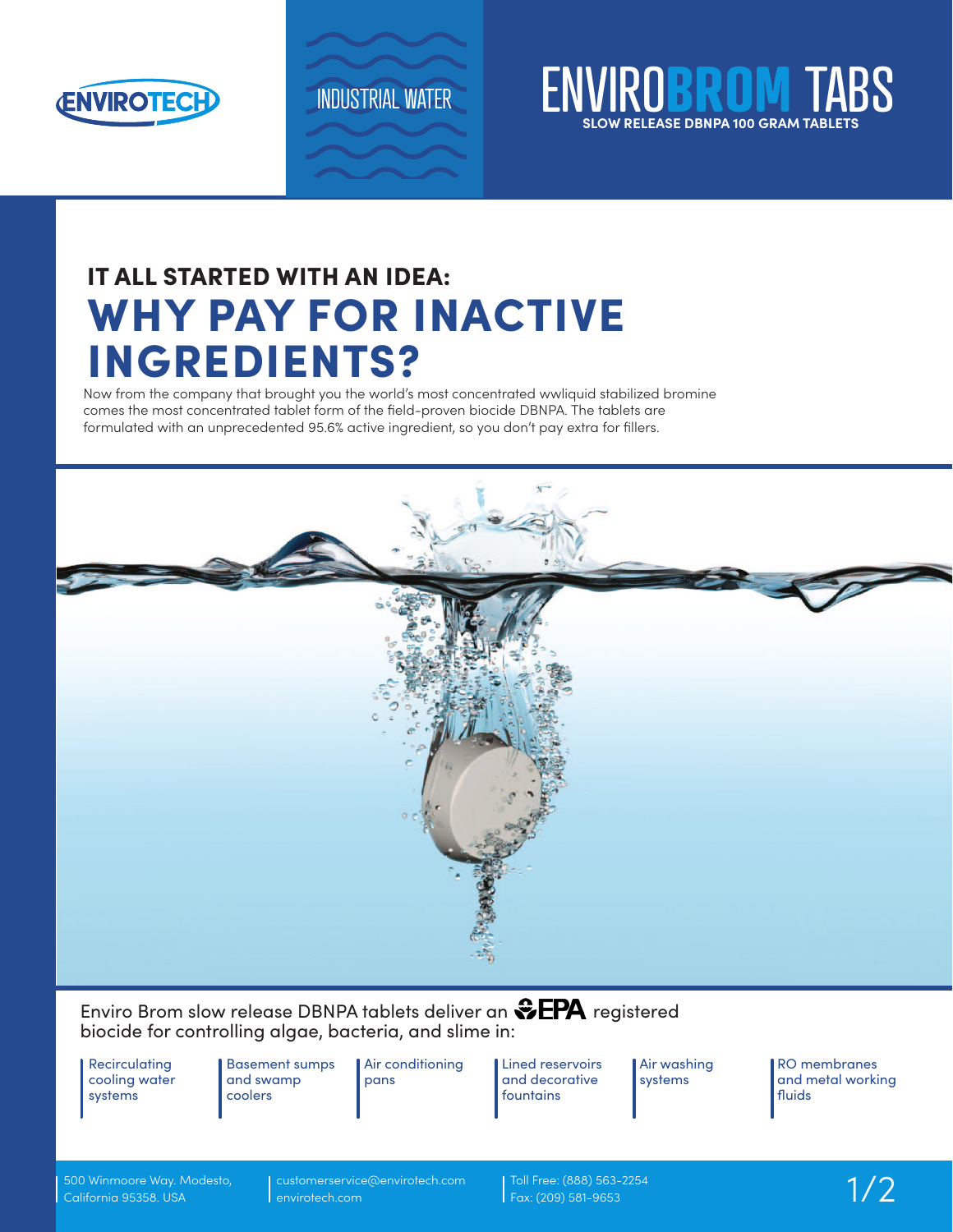ENVIROTECH

INDUSTRIAL WATER

# ENVIROBROM TABS

**SLOW RELEASE DBNPA 100 GRAM TABLETS**

## IT ALL STARTED WITH AN IDEA:

# WHY PAY FOR INACTIVE INGREDIENTS?

Now from the company that brought you the world's most concentrated wwliquid stabilized bromine comes the most concentrated tablet form of the field-proven biocide DBNPA. The tablets are formulated with an unprecedented 95.6% active ingredient, so you don't pay extra for fillers.

Enviro Brom slow release DBNPA tablets deliver an EPA registered biocide for controlling algae, bacteria, and slime in:

- Recirculating cooling water systems
- Basement sumps and swamp coolers
- Air conditioning pans
- Lined reservoirs and decorative fountains
- Air washing systems
- RO membranes and metal working fluids

500 Winmoore Way. Modesto, California 95358. USA

customerservice@envirotech.com
envirotech.com

Toll Free: (888) 563-2254
Fax: (209) 581-9653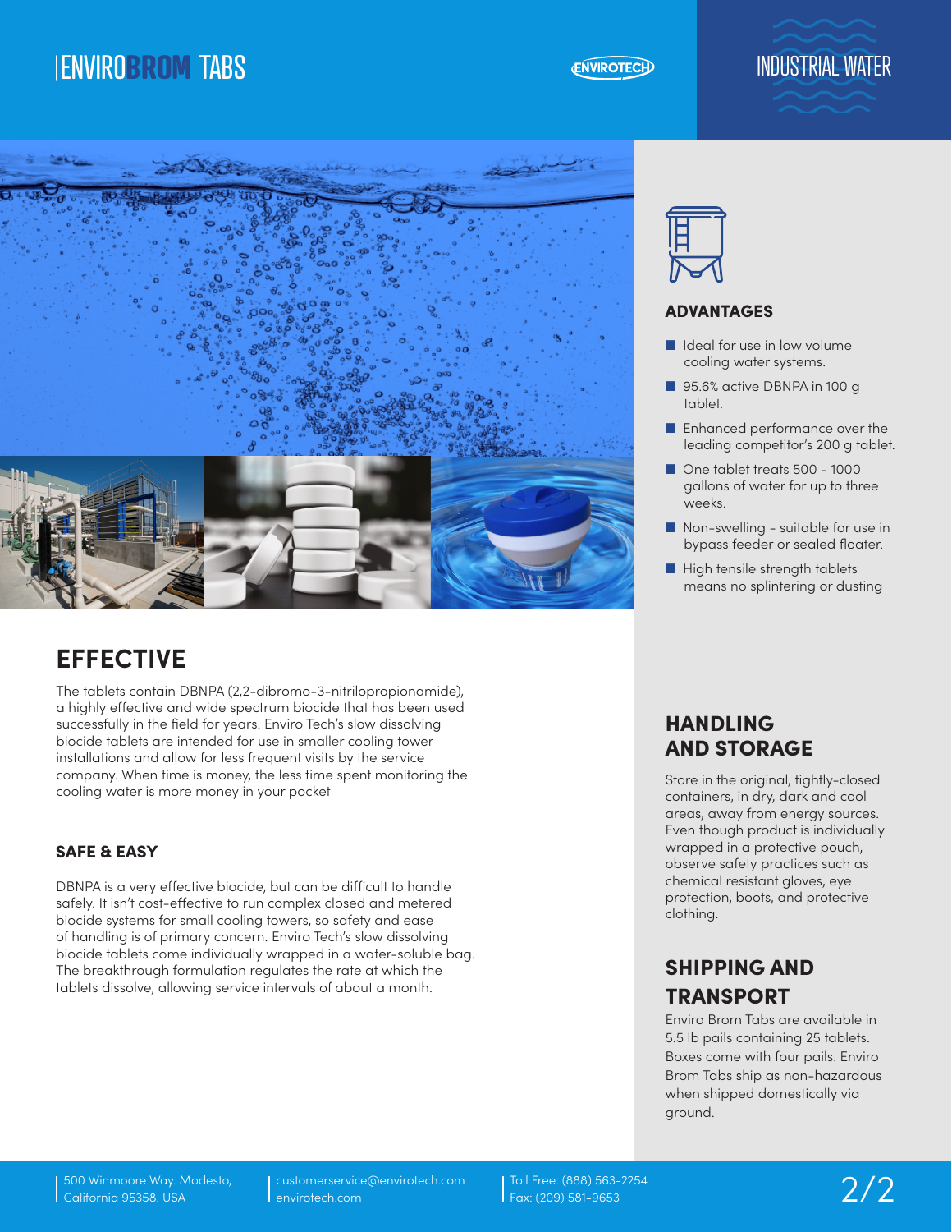# ENVIROBROM TABS

INDUSTRIAL WATER

## EFFECTIVE

The tablets contain DBNPA (2,2-dibromo-3-nitrilopropionamide), a highly effective and wide spectrum biocide that has been used successfully in the field for years. Enviro Tech's slow dissolving biocide tablets are intended for use in smaller cooling tower installations and allow for less frequent visits by the service company. When time is money, the less time spent monitoring the cooling water is more money in your pocket

### SAFE & EASY

DBNPA is a very effective biocide, but can be difficult to handle safely. It isn't cost-effective to run complex closed and metered biocide systems for small cooling towers, so safety and ease of handling is of primary concern. Enviro Tech's slow dissolving biocide tablets come individually wrapped in a water-soluble bag. The breakthrough formulation regulates the rate at which the tablets dissolve, allowing service intervals of about a month.

## ADVANTAGES

- Ideal for use in low volume cooling water systems.
- 95.6% active DBNPA in 100 g tablet.
- Enhanced performance over the leading competitor's 200 g tablet.
- One tablet treats 500 - 1000 gallons of water for up to three weeks.
- Non-swelling - suitable for use in bypass feeder or sealed floater.
- High tensile strength tablets means no splintering or dusting

## HANDLING AND STORAGE

Store in the original, tightly-closed containers, in dry, dark and cool areas, away from energy sources. Even though product is individually wrapped in a protective pouch, observe safety practices such as chemical resistant gloves, eye protection, boots, and protective clothing.

## SHIPPING AND TRANSPORT

Enviro Brom Tabs are available in 5.5 lb pails containing 25 tablets. Boxes come with four pails. Enviro Brom Tabs ship as non-hazardous when shipped domestically via ground.

500 Winmoore Way. Modesto, California 95358. USA

customerservice@envirotech.com
envirotech.com

Toll Free: (888) 563-2254
Fax: (209) 581-9653